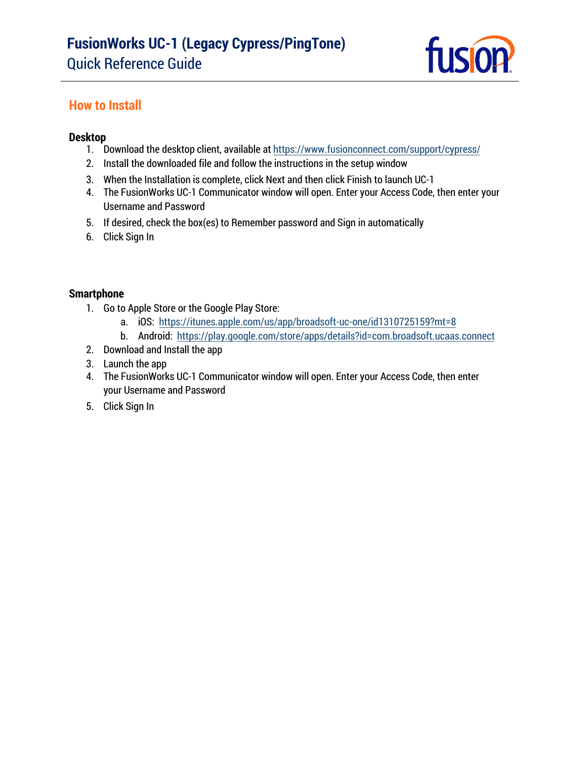# FusionWorks UC-1 (Legacy Cypress/PingTone)

Quick Reference Guide

## How to Install

### Desktop

1. Download the desktop client, available at https://www.fusionconnect.com/support/cypress/
2. Install the downloaded file and follow the instructions in the setup window
3. When the Installation is complete, click Next and then click Finish to launch UC-1
4. The FusionWorks UC-1 Communicator window will open. Enter your Access Code, then enter your Username and Password
5. If desired, check the box(es) to Remember password and Sign in automatically
6. Click Sign In

### Smartphone

1. Go to Apple Store or the Google Play Store:
   a. iOS: https://itunes.apple.com/us/app/broadsoft-uc-one/id1310725159?mt=8
   b. Android: https://play.google.com/store/apps/details?id=com.broadsoft.ucaas.connect
2. Download and Install the app
3. Launch the app
4. The FusionWorks UC-1 Communicator window will open. Enter your Access Code, then enter your Username and Password
5. Click Sign In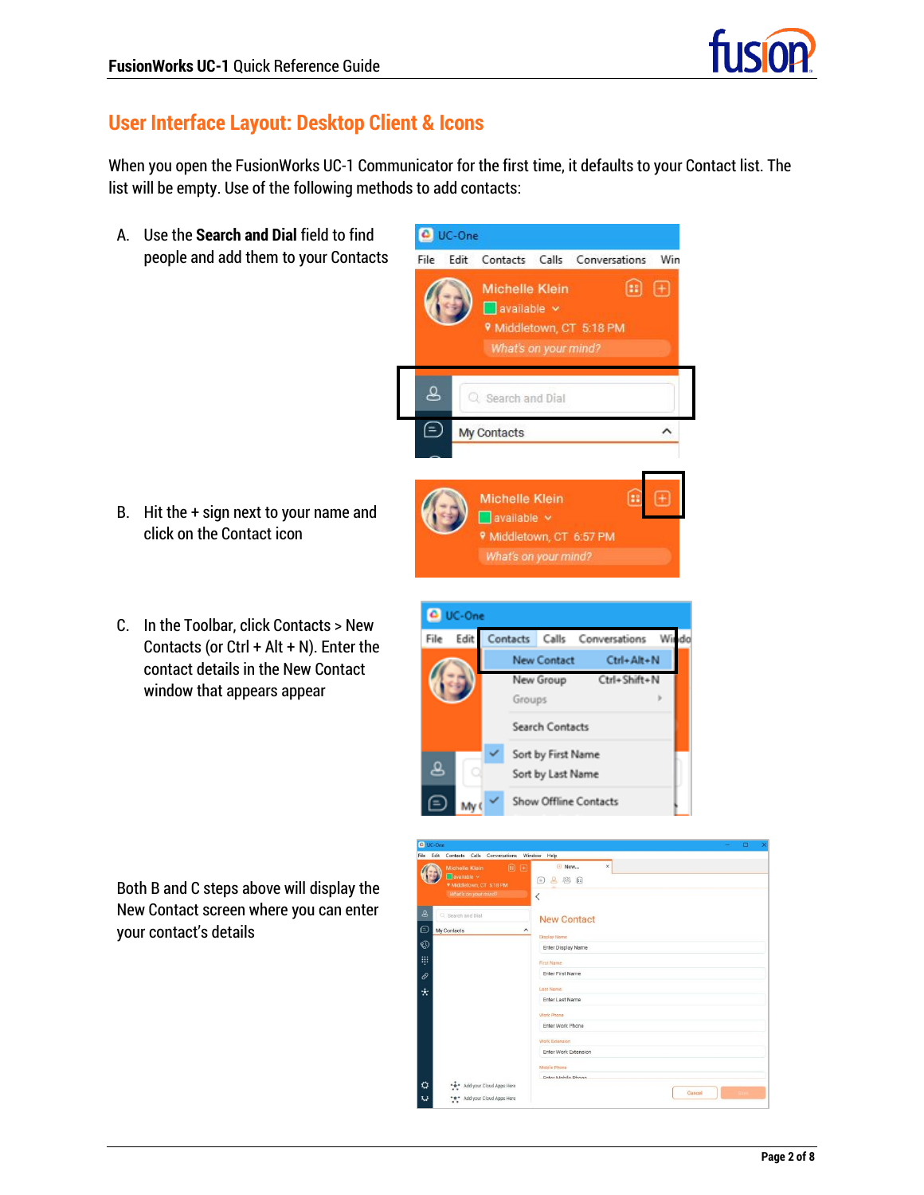## User Interface Layout: Desktop Client & Icons

When you open the FusionWorks UC-1 Communicator for the first time, it defaults to your Contact list. The list will be empty. Use of the following methods to add contacts:

A. Use the **Search and Dial** field to find people and add them to your Contacts

B. Hit the + sign next to your name and click on the Contact icon

C. In the Toolbar, click Contacts > New Contacts (or Ctrl + Alt + N). Enter the contact details in the New Contact window that appears appear

Both B and C steps above will display the New Contact screen where you can enter your contact's details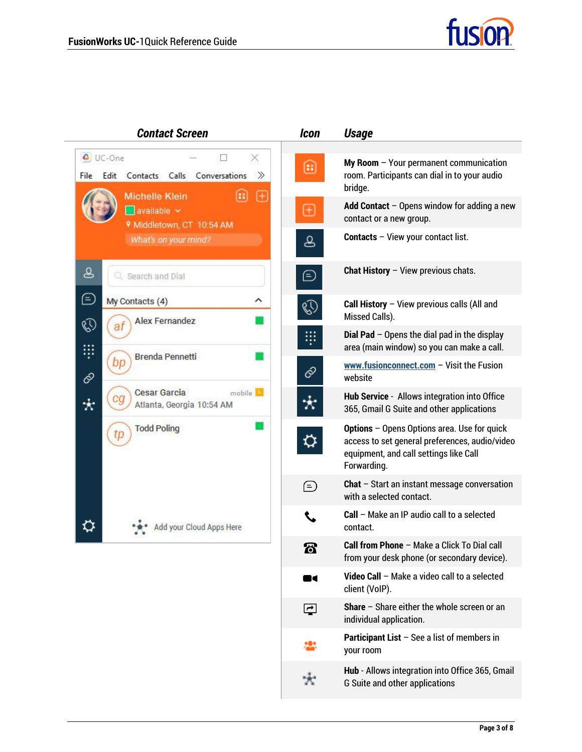## Contact Screen

| Icon | Usage |
|---|---|
| | **My Room** – Your permanent communication room. Participants can dial in to your audio bridge. |
| | **Add Contact** – Opens window for adding a new contact or a new group. |
| | **Contacts** – View your contact list. |
| | **Chat History** – View previous chats. |
| | **Call History** – View previous calls (All and Missed Calls). |
| | **Dial Pad** – Opens the dial pad in the display area (main window) so you can make a call. |
| | **www.fusionconnect.com** – Visit the Fusion website |
| | **Hub Service** - Allows integration into Office 365, Gmail G Suite and other applications |
| | **Options** – Opens Options area. Use for quick access to set general preferences, audio/video equipment, and call settings like Call Forwarding. |
| | **Chat** – Start an instant message conversation with a selected contact. |
| | **Call** – Make an IP audio call to a selected contact. |
| | **Call from Phone** – Make a Click To Dial call from your desk phone (or secondary device). |
| | **Video Call** – Make a video call to a selected client (VoIP). |
| | **Share** – Share either the whole screen or an individual application. |
| | **Participant List** – See a list of members in your room |
| | **Hub** - Allows integration into Office 365, Gmail G Suite and other applications |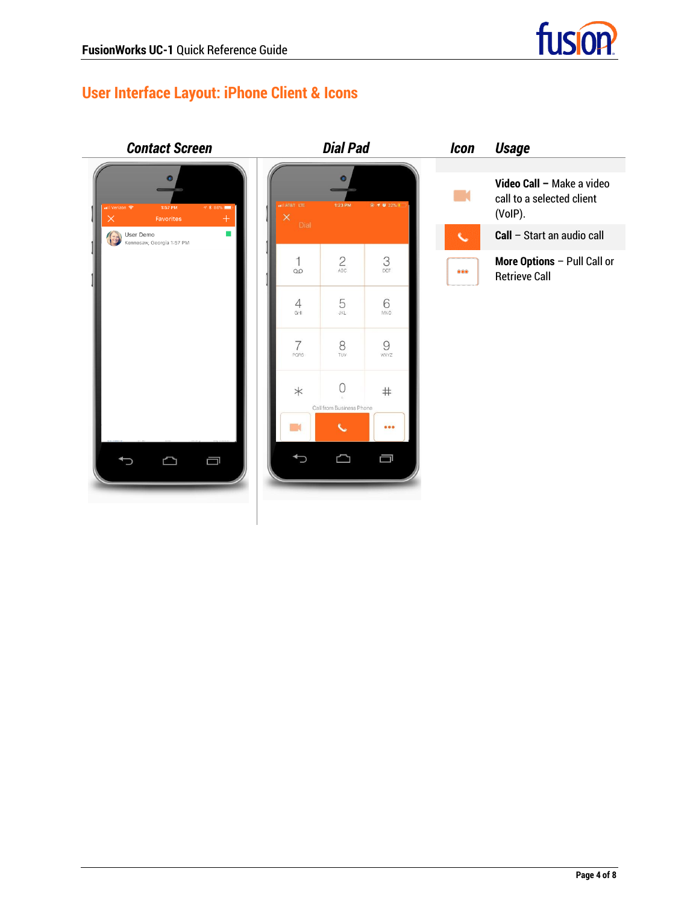## User Interface Layout: iPhone Client & Icons

| Contact Screen | Dial Pad | Icon | Usage |
|---|---|---|---|
| | | | **Video Call –** Make a video call to a selected client (VoIP). |
| | | | **Call** – Start an audio call |
| | | | **More Options** – Pull Call or Retrieve Call |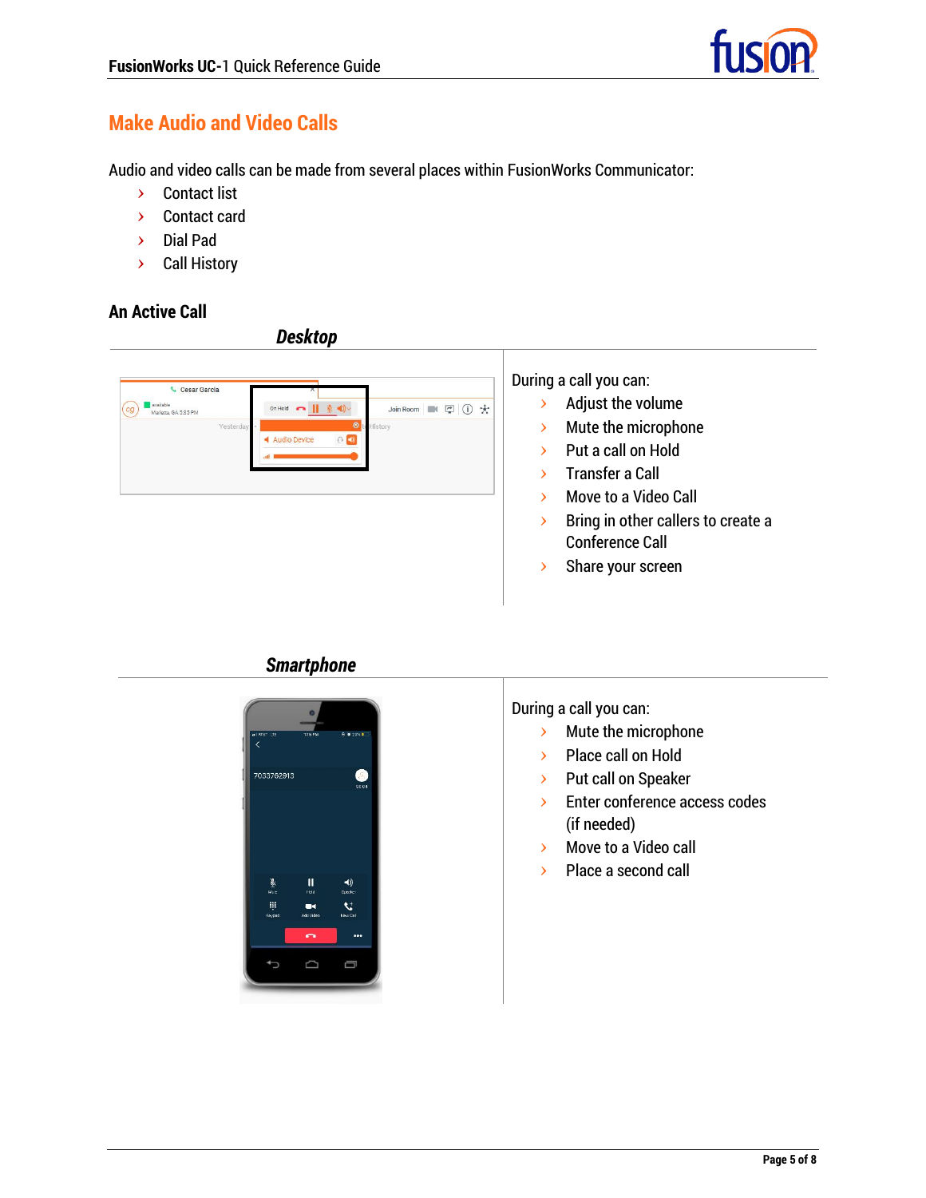## Make Audio and Video Calls

Audio and video calls can be made from several places within FusionWorks Communicator:

- Contact list
- Contact card
- Dial Pad
- Call History

### An Active Call

#### *Desktop*

During a call you can:

- Adjust the volume
- Mute the microphone
- Put a call on Hold
- Transfer a Call
- Move to a Video Call
- Bring in other callers to create a Conference Call
- Share your screen

#### *Smartphone*

During a call you can:

- Mute the microphone
- Place call on Hold
- Put call on Speaker
- Enter conference access codes (if needed)
- Move to a Video call
- Place a second call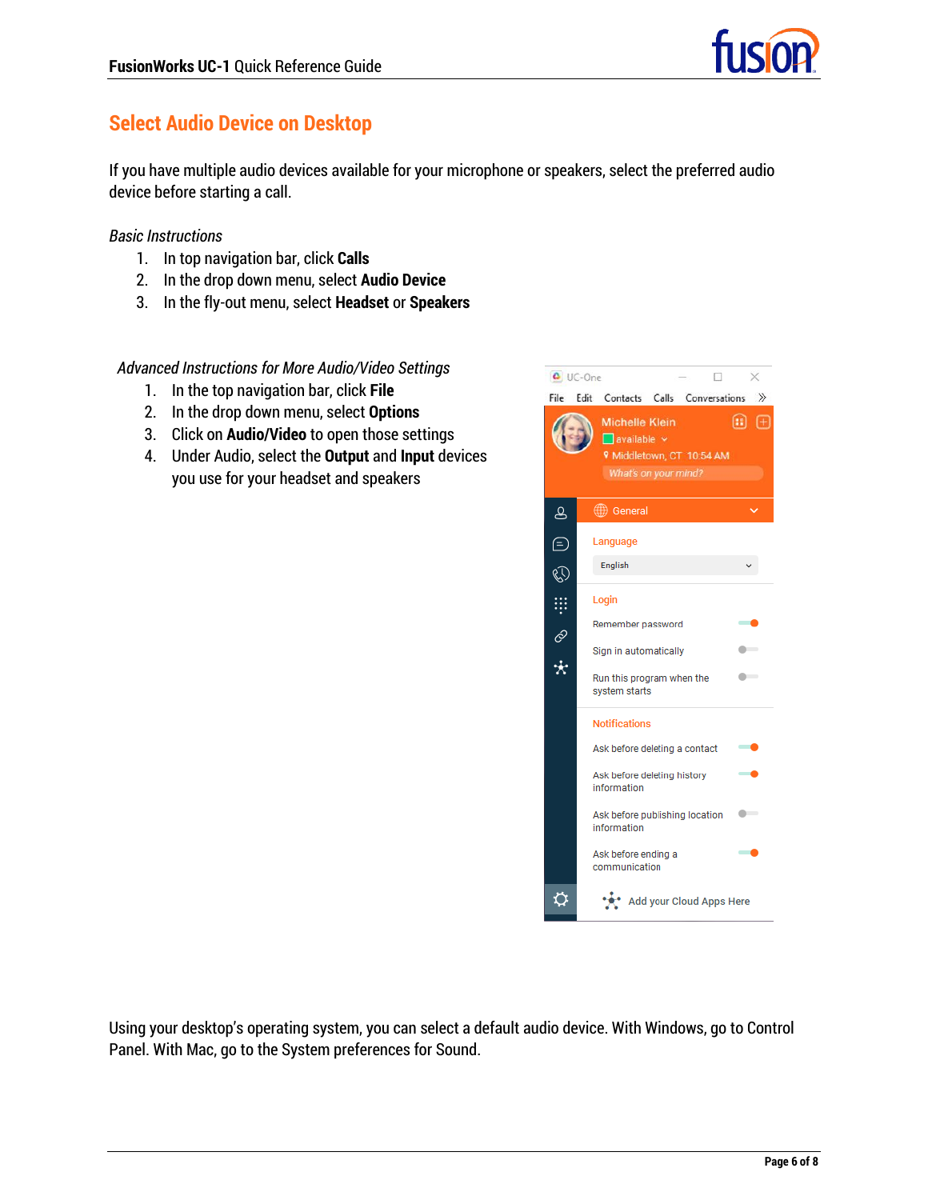## Select Audio Device on Desktop

If you have multiple audio devices available for your microphone or speakers, select the preferred audio device before starting a call.

*Basic Instructions*

1. In top navigation bar, click **Calls**
2. In the drop down menu, select **Audio Device**
3. In the fly-out menu, select **Headset** or **Speakers**

*Advanced Instructions for More Audio/Video Settings*

1. In the top navigation bar, click **File**
2. In the drop down menu, select **Options**
3. Click on **Audio/Video** to open those settings
4. Under Audio, select the **Output** and **Input** devices you use for your headset and speakers

Using your desktop's operating system, you can select a default audio device. With Windows, go to Control Panel. With Mac, go to the System preferences for Sound.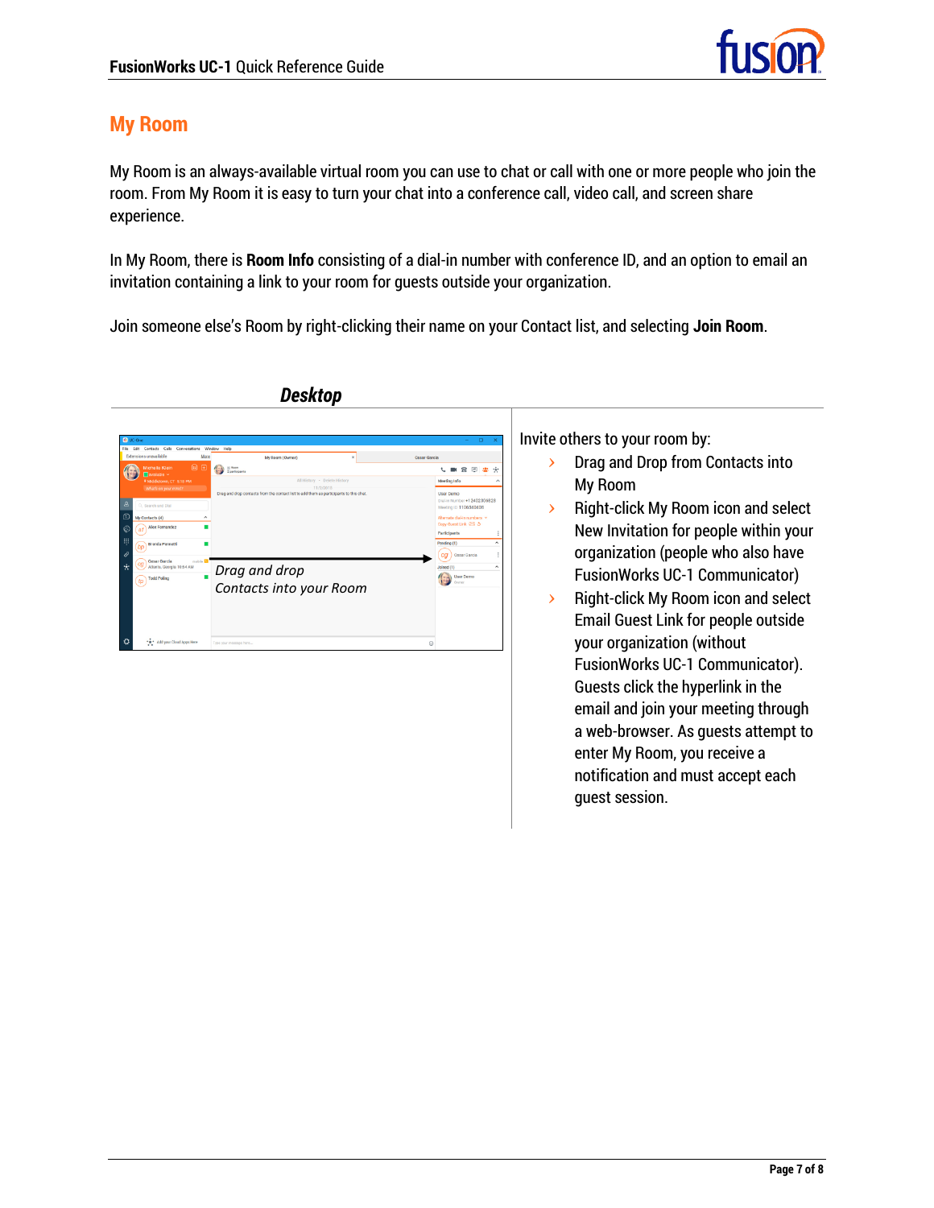## My Room

My Room is an always-available virtual room you can use to chat or call with one or more people who join the room. From My Room it is easy to turn your chat into a conference call, video call, and screen share experience.

In My Room, there is **Room Info** consisting of a dial-in number with conference ID, and an option to email an invitation containing a link to your room for guests outside your organization.

Join someone else's Room by right-clicking their name on your Contact list, and selecting **Join Room**.

### *Desktop*

*Drag and drop Contacts into your Room*

Invite others to your room by:

- Drag and Drop from Contacts into My Room
- Right-click My Room icon and select New Invitation for people within your organization (people who also have FusionWorks UC-1 Communicator)
- Right-click My Room icon and select Email Guest Link for people outside your organization (without FusionWorks UC-1 Communicator). Guests click the hyperlink in the email and join your meeting through a web-browser. As guests attempt to enter My Room, you receive a notification and must accept each guest session.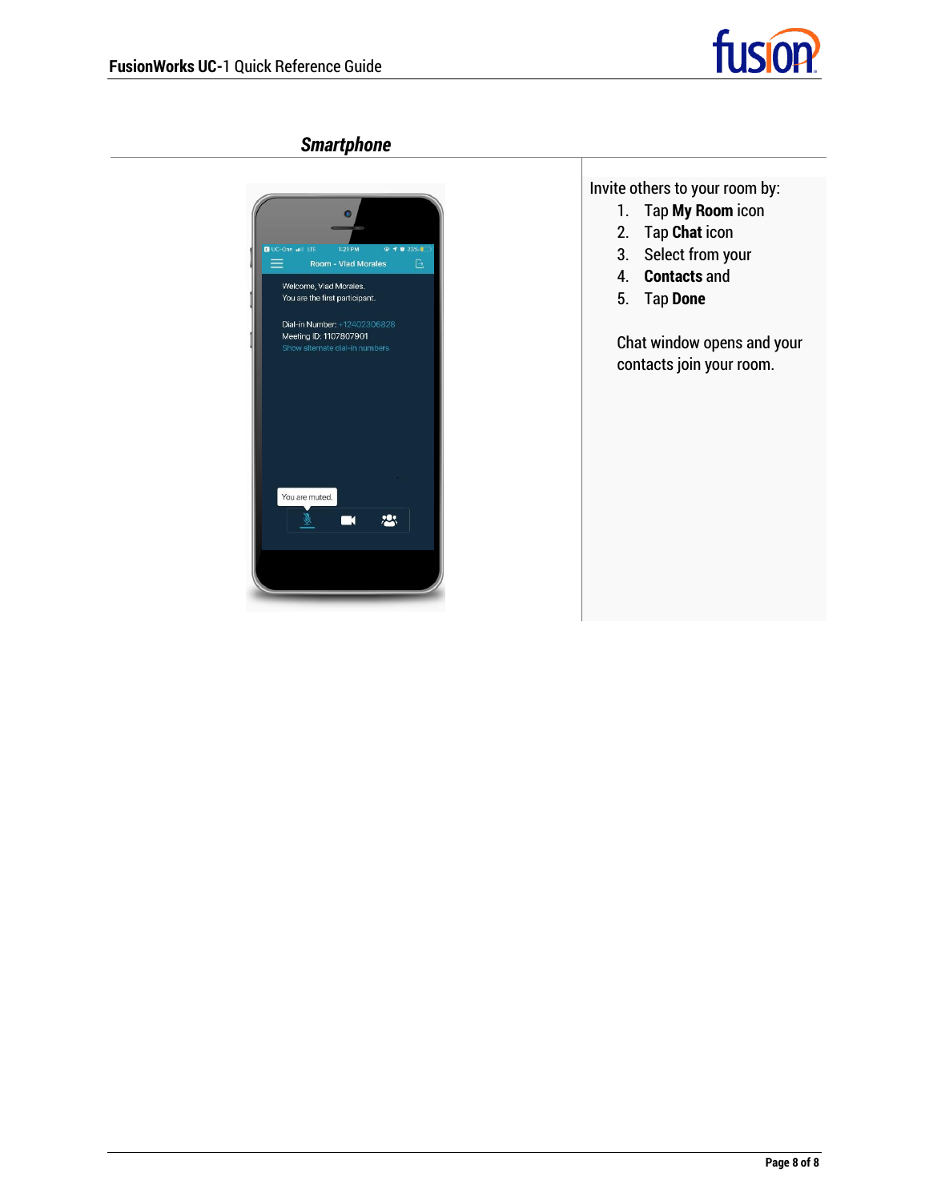### *Smartphone*

Invite others to your room by:

1. Tap **My Room** icon
2. Tap **Chat** icon
3. Select from your
4. **Contacts** and
5. Tap **Done**

Chat window opens and your contacts join your room.